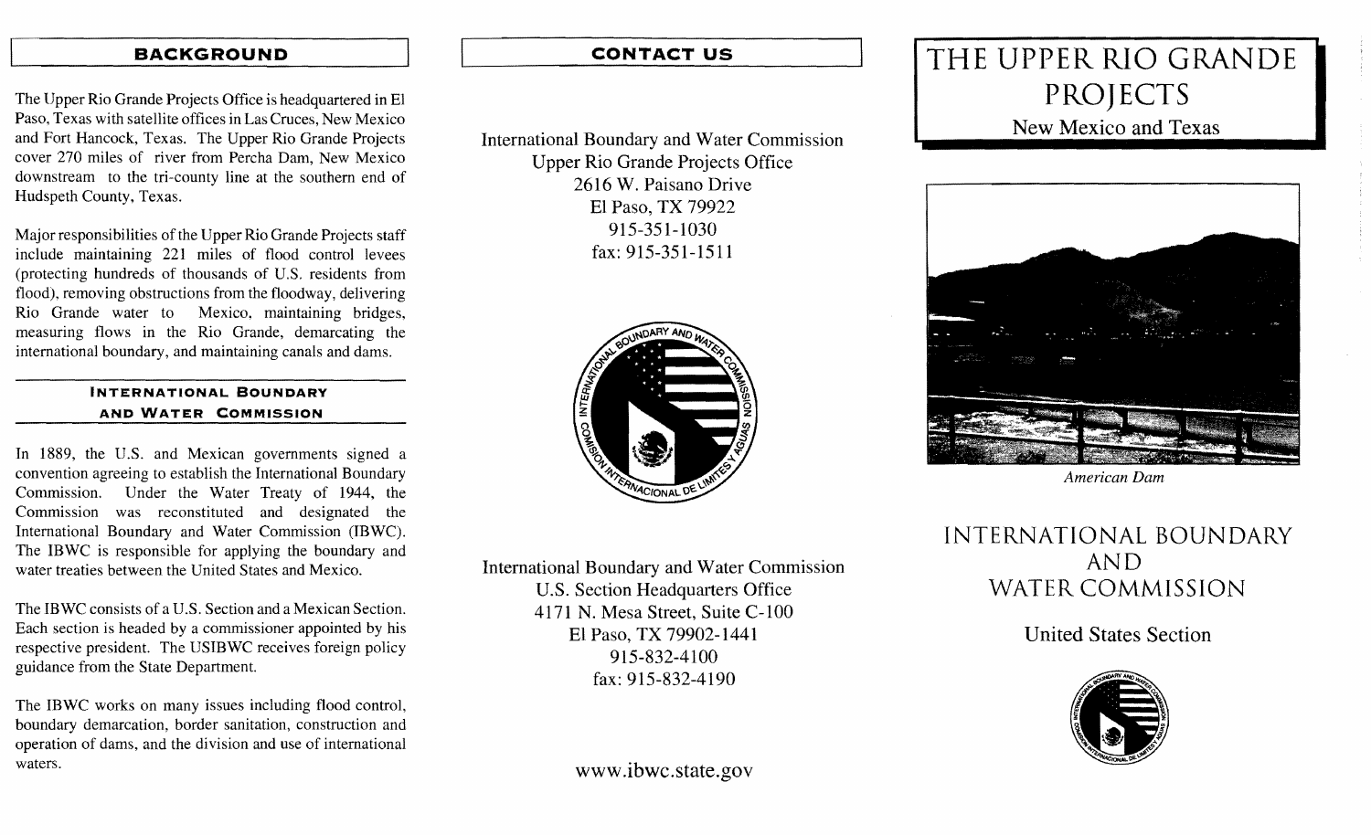## BACKGROUND

The Upper Rio Grande Projects Office is headquartered in El Paso, Texas with satellite offices in Las Cruces, New Mexico and Fort Hancock, Texas. The Upper Rio Grande Projects cover 270 miles of river from Percha Dam, New Mexico downstream to the tri-county line at the southern end of Hudspeth County, Texas.

Major responsibilities of the Upper Rio Grande Projects staff include maintaining 221 miles of flood control levees (protecting hundreds of thousands of U.S. residents from flood), removing obstructions from the floodway, delivering Rio Grande water to Mexico, maintaining bridges, measuring flows in the Rio Grande, demarcating the international boundary, and maintaining canals and dams.

## INTERNATIONAL BOUNDARY AND WATER COMMISSION

In 1889, the U.S. and Mexican governments signed a convention agreeing to establish the International Boundary Commission. Under the Water Treaty of 1944, the Commission was reconstituted and designated the International Boundary and Water Commission (IBWC). The IBWC is responsible for applying the boundary and water treaties between the United States and Mexico.

The IBWC consists of a U.S. Section and a Mexican Section. Each section is headed by a commissioner appointed by his respective president. The USIBWC receives foreign policy guidance from the State Department.

The IBWC works on many issues including flood control, boundary demarcation, border sanitation, construction and operation of dams, and the division and use of international waters.

## CONTACT US

International Boundary and Water Commission
Upper Rio Grande Projects Office
2616 W. Paisano Drive
El Paso, TX 79922
915-351-1030
fax: 915-351-1511

International Boundary and Water Commission
U.S. Section Headquarters Office
4171 N. Mesa Street, Suite C-100
El Paso, TX 79902-1441
915-832-4100
fax: 915-832-4190

www.ibwc.state.gov

# THE UPPER RIO GRANDE PROJECTS

New Mexico and Texas

*American Dam*

## INTERNATIONAL BOUNDARY AND WATER COMMISSION

United States Section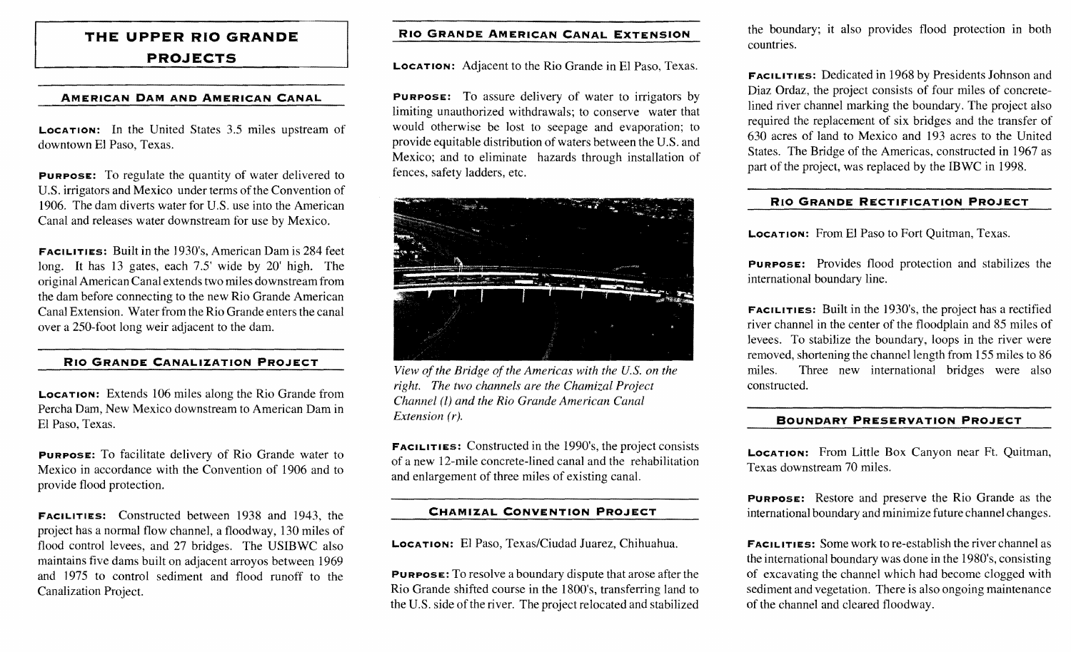# THE UPPER RIO GRANDE PROJECTS

## AMERICAN DAM AND AMERICAN CANAL

**LOCATION:** In the United States 3.5 miles upstream of downtown El Paso, Texas.

**PURPOSE:** To regulate the quantity of water delivered to U.S. irrigators and Mexico under terms of the Convention of 1906. The dam diverts water for U.S. use into the American Canal and releases water downstream for use by Mexico.

**FACILITIES:** Built in the 1930's, American Dam is 284 feet long. It has 13 gates, each 7.5' wide by 20' high. The original American Canal extends two miles downstream from the dam before connecting to the new Rio Grande American Canal Extension. Water from the Rio Grande enters the canal over a 250-foot long weir adjacent to the dam.

## RIO GRANDE CANALIZATION PROJECT

**LOCATION:** Extends 106 miles along the Rio Grande from Percha Dam, New Mexico downstream to American Dam in El Paso, Texas.

**PURPOSE:** To facilitate delivery of Rio Grande water to Mexico in accordance with the Convention of 1906 and to provide flood protection.

**FACILITIES:** Constructed between 1938 and 1943, the project has a normal flow channel, a floodway, 130 miles of flood control levees, and 27 bridges. The USIBWC also maintains five dams built on adjacent arroyos between 1969 and 1975 to control sediment and flood runoff to the Canalization Project.

## RIO GRANDE AMERICAN CANAL EXTENSION

**LOCATION:** Adjacent to the Rio Grande in El Paso, Texas.

**PURPOSE:** To assure delivery of water to irrigators by limiting unauthorized withdrawals; to conserve water that would otherwise be lost to seepage and evaporation; to provide equitable distribution of waters between the U.S. and Mexico; and to eliminate hazards through installation of fences, safety ladders, etc.

*View of the Bridge of the Americas with the U.S. on the right. The two channels are the Chamizal Project Channel (l) and the Rio Grande American Canal Extension (r).*

**FACILITIES:** Constructed in the 1990's, the project consists of a new 12-mile concrete-lined canal and the rehabilitation and enlargement of three miles of existing canal.

## CHAMIZAL CONVENTION PROJECT

**LOCATION:** El Paso, Texas/Ciudad Juarez, Chihuahua.

**PURPOSE:** To resolve a boundary dispute that arose after the Rio Grande shifted course in the 1800's, transferring land to the U.S. side of the river. The project relocated and stabilized the boundary; it also provides flood protection in both countries.

**FACILITIES:** Dedicated in 1968 by Presidents Johnson and Diaz Ordaz, the project consists of four miles of concrete-lined river channel marking the boundary. The project also required the replacement of six bridges and the transfer of 630 acres of land to Mexico and 193 acres to the United States. The Bridge of the Americas, constructed in 1967 as part of the project, was replaced by the IBWC in 1998.

## RIO GRANDE RECTIFICATION PROJECT

**LOCATION:** From El Paso to Fort Quitman, Texas.

**PURPOSE:** Provides flood protection and stabilizes the international boundary line.

**FACILITIES:** Built in the 1930's, the project has a rectified river channel in the center of the floodplain and 85 miles of levees. To stabilize the boundary, loops in the river were removed, shortening the channel length from 155 miles to 86 miles. Three new international bridges were also constructed.

## BOUNDARY PRESERVATION PROJECT

**LOCATION:** From Little Box Canyon near Ft. Quitman, Texas downstream 70 miles.

**PURPOSE:** Restore and preserve the Rio Grande as the international boundary and minimize future channel changes.

**FACILITIES:** Some work to re-establish the river channel as the international boundary was done in the 1980's, consisting of excavating the channel which had become clogged with sediment and vegetation. There is also ongoing maintenance of the channel and cleared floodway.